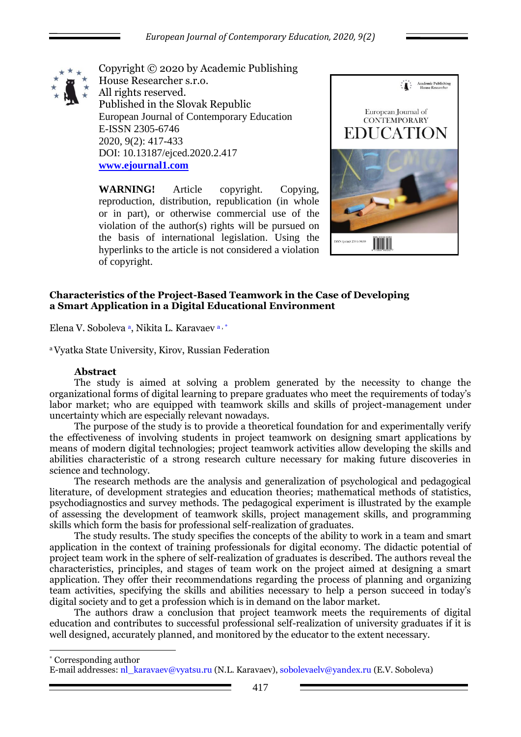Copyright © 2020 by Academic Publishing House Researcher s.r.o.
All rights reserved.
Published in the Slovak Republic
European Journal of Contemporary Education
E-ISSN 2305-6746
2020, 9(2): 417-433
DOI: 10.13187/ejced.2020.2.417
**[www.ejournal1.com](http://www.ejournal1.com)**

**WARNING!** Article copyright. Copying, reproduction, distribution, republication (in whole or in part), or otherwise commercial use of the violation of the author(s) rights will be pursued on the basis of international legislation. Using the hyperlinks to the article is not considered a violation of copyright.

# Characteristics of the Project-Based Teamwork in the Case of Developing a Smart Application in a Digital Educational Environment

Elena V. Soboleva [a], Nikita L. Karavaev [a, *]

[a] Vyatka State University, Kirov, Russian Federation

## Abstract

The study is aimed at solving a problem generated by the necessity to change the organizational forms of digital learning to prepare graduates who meet the requirements of today's labor market; who are equipped with teamwork skills and skills of project-management under uncertainty which are especially relevant nowadays.

The purpose of the study is to provide a theoretical foundation for and experimentally verify the effectiveness of involving students in project teamwork on designing smart applications by means of modern digital technologies; project teamwork activities allow developing the skills and abilities characteristic of a strong research culture necessary for making future discoveries in science and technology.

The research methods are the analysis and generalization of psychological and pedagogical literature, of development strategies and education theories; mathematical methods of statistics, psychodiagnostics and survey methods. The pedagogical experiment is illustrated by the example of assessing the development of teamwork skills, project management skills, and programming skills which form the basis for professional self-realization of graduates.

The study results. The study specifies the concepts of the ability to work in a team and smart application in the context of training professionals for digital economy. The didactic potential of project team work in the sphere of self-realization of graduates is described. The authors reveal the characteristics, principles, and stages of team work on the project aimed at designing a smart application. They offer their recommendations regarding the process of planning and organizing team activities, specifying the skills and abilities necessary to help a person succeed in today's digital society and to get a profession which is in demand on the labor market.

The authors draw a conclusion that project teamwork meets the requirements of digital education and contributes to successful professional self-realization of university graduates if it is well designed, accurately planned, and monitored by the educator to the extent necessary.

---

[*] Corresponding author
E-mail addresses: nl_karavaev@vyatsu.ru (N.L. Karavaev), sobolevaelv@yandex.ru (E.V. Soboleva)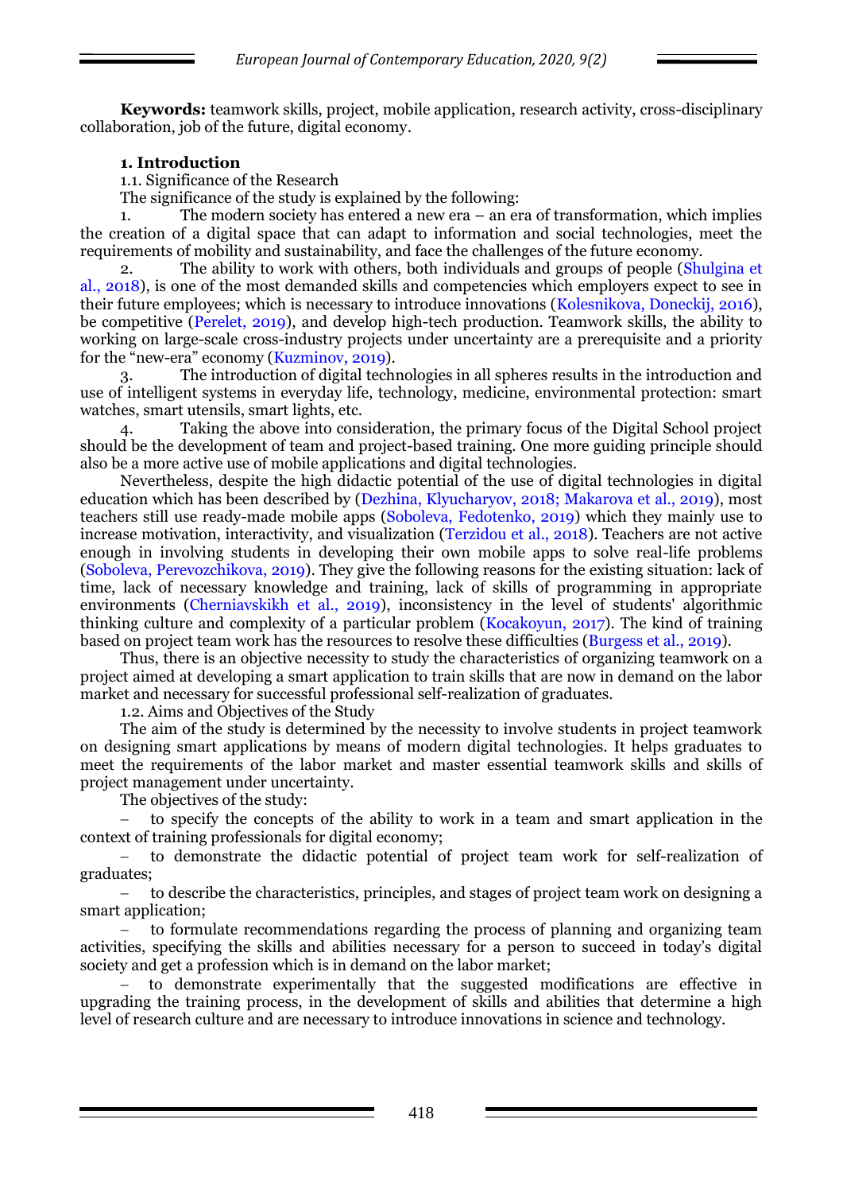**Keywords:** teamwork skills, project, mobile application, research activity, cross-disciplinary collaboration, job of the future, digital economy.

## 1. Introduction

1.1. Significance of the Research

The significance of the study is explained by the following:

1. The modern society has entered a new era – an era of transformation, which implies the creation of a digital space that can adapt to information and social technologies, meet the requirements of mobility and sustainability, and face the challenges of the future economy.
2. The ability to work with others, both individuals and groups of people (Shulgina et al., 2018), is one of the most demanded skills and competencies which employers expect to see in their future employees; which is necessary to introduce innovations (Kolesnikova, Doneckij, 2016), be competitive (Perelet, 2019), and develop high-tech production. Teamwork skills, the ability to working on large-scale cross-industry projects under uncertainty are a prerequisite and a priority for the "new-era" economy (Kuzminov, 2019).
3. The introduction of digital technologies in all spheres results in the introduction and use of intelligent systems in everyday life, technology, medicine, environmental protection: smart watches, smart utensils, smart lights, etc.
4. Taking the above into consideration, the primary focus of the Digital School project should be the development of team and project-based training. One more guiding principle should also be a more active use of mobile applications and digital technologies.

Nevertheless, despite the high didactic potential of the use of digital technologies in digital education which has been described by (Dezhina, Klyucharyov, 2018; Makarova et al., 2019), most teachers still use ready-made mobile apps (Soboleva, Fedotenko, 2019) which they mainly use to increase motivation, interactivity, and visualization (Terzidou et al., 2018). Teachers are not active enough in involving students in developing their own mobile apps to solve real-life problems (Soboleva, Perevozchikova, 2019). They give the following reasons for the existing situation: lack of time, lack of necessary knowledge and training, lack of skills of programming in appropriate environments (Cherniavskikh et al., 2019), inconsistency in the level of students' algorithmic thinking culture and complexity of a particular problem (Kocakoyun, 2017). The kind of training based on project team work has the resources to resolve these difficulties (Burgess et al., 2019).

Thus, there is an objective necessity to study the characteristics of organizing teamwork on a project aimed at developing a smart application to train skills that are now in demand on the labor market and necessary for successful professional self-realization of graduates.

1.2. Aims and Objectives of the Study

The aim of the study is determined by the necessity to involve students in project teamwork on designing smart applications by means of modern digital technologies. It helps graduates to meet the requirements of the labor market and master essential teamwork skills and skills of project management under uncertainty.

The objectives of the study:

- to specify the concepts of the ability to work in a team and smart application in the context of training professionals for digital economy;
- to demonstrate the didactic potential of project team work for self-realization of graduates;
- to describe the characteristics, principles, and stages of project team work on designing a smart application;
- to formulate recommendations regarding the process of planning and organizing team activities, specifying the skills and abilities necessary for a person to succeed in today's digital society and get a profession which is in demand on the labor market;
- to demonstrate experimentally that the suggested modifications are effective in upgrading the training process, in the development of skills and abilities that determine a high level of research culture and are necessary to introduce innovations in science and technology.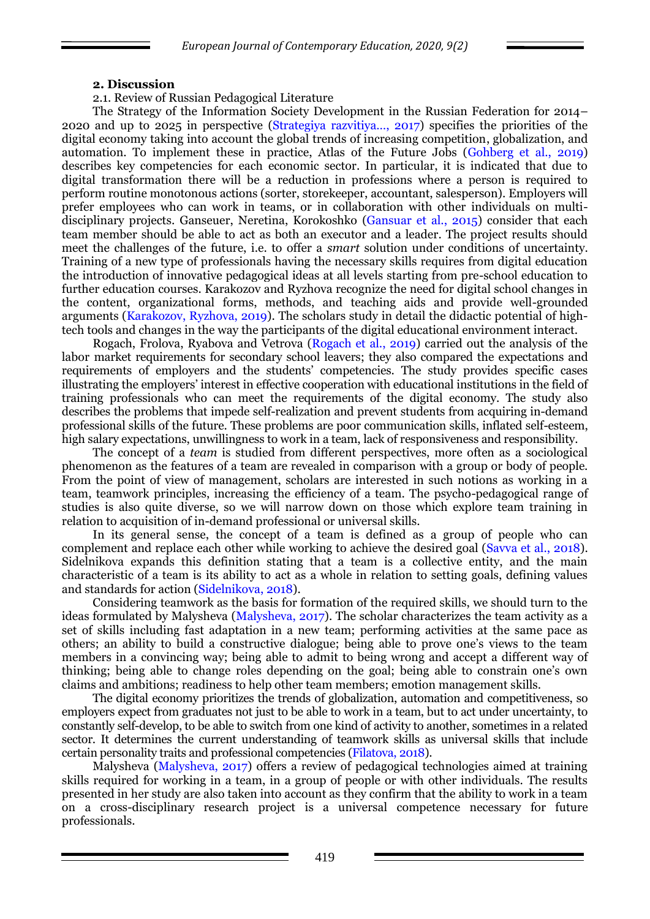## 2. Discussion

2.1. Review of Russian Pedagogical Literature

The Strategy of the Information Society Development in the Russian Federation for 2014–2020 and up to 2025 in perspective (Strategiya razvitiya..., 2017) specifies the priorities of the digital economy taking into account the global trends of increasing competition, globalization, and automation. To implement these in practice, Atlas of the Future Jobs (Gohberg et al., 2019) describes key competencies for each economic sector. In particular, it is indicated that due to digital transformation there will be a reduction in professions where a person is required to perform routine monotonous actions (sorter, storekeeper, accountant, salesperson). Employers will prefer employees who can work in teams, or in collaboration with other individuals on multi-disciplinary projects. Ganseuer, Neretina, Korokoshko (Gansuar et al., 2015) consider that each team member should be able to act as both an executor and a leader. The project results should meet the challenges of the future, i.e. to offer a *smart* solution under conditions of uncertainty. Training of a new type of professionals having the necessary skills requires from digital education the introduction of innovative pedagogical ideas at all levels starting from pre-school education to further education courses. Karakozov and Ryzhova recognize the need for digital school changes in the content, organizational forms, methods, and teaching aids and provide well-grounded arguments (Karakozov, Ryzhova, 2019). The scholars study in detail the didactic potential of high-tech tools and changes in the way the participants of the digital educational environment interact.

Rogach, Frolova, Ryabova and Vetrova (Rogach et al., 2019) carried out the analysis of the labor market requirements for secondary school leavers; they also compared the expectations and requirements of employers and the students' competencies. The study provides specific cases illustrating the employers' interest in effective cooperation with educational institutions in the field of training professionals who can meet the requirements of the digital economy. The study also describes the problems that impede self-realization and prevent students from acquiring in-demand professional skills of the future. These problems are poor communication skills, inflated self-esteem, high salary expectations, unwillingness to work in a team, lack of responsiveness and responsibility.

The concept of a *team* is studied from different perspectives, more often as a sociological phenomenon as the features of a team are revealed in comparison with a group or body of people. From the point of view of management, scholars are interested in such notions as working in a team, teamwork principles, increasing the efficiency of a team. The psycho-pedagogical range of studies is also quite diverse, so we will narrow down on those which explore team training in relation to acquisition of in-demand professional or universal skills.

In its general sense, the concept of a team is defined as a group of people who can complement and replace each other while working to achieve the desired goal (Savva et al., 2018). Sidelnikova expands this definition stating that a team is a collective entity, and the main characteristic of a team is its ability to act as a whole in relation to setting goals, defining values and standards for action (Sidelnikova, 2018).

Considering teamwork as the basis for formation of the required skills, we should turn to the ideas formulated by Malysheva (Malysheva, 2017). The scholar characterizes the team activity as a set of skills including fast adaptation in a new team; performing activities at the same pace as others; an ability to build a constructive dialogue; being able to prove one's views to the team members in a convincing way; being able to admit to being wrong and accept a different way of thinking; being able to change roles depending on the goal; being able to constrain one's own claims and ambitions; readiness to help other team members; emotion management skills.

The digital economy prioritizes the trends of globalization, automation and competitiveness, so employers expect from graduates not just to be able to work in a team, but to act under uncertainty, to constantly self-develop, to be able to switch from one kind of activity to another, sometimes in a related sector. It determines the current understanding of teamwork skills as universal skills that include certain personality traits and professional competencies (Filatova, 2018).

Malysheva (Malysheva, 2017) offers a review of pedagogical technologies aimed at training skills required for working in a team, in a group of people or with other individuals. The results presented in her study are also taken into account as they confirm that the ability to work in a team on a cross-disciplinary research project is a universal competence necessary for future professionals.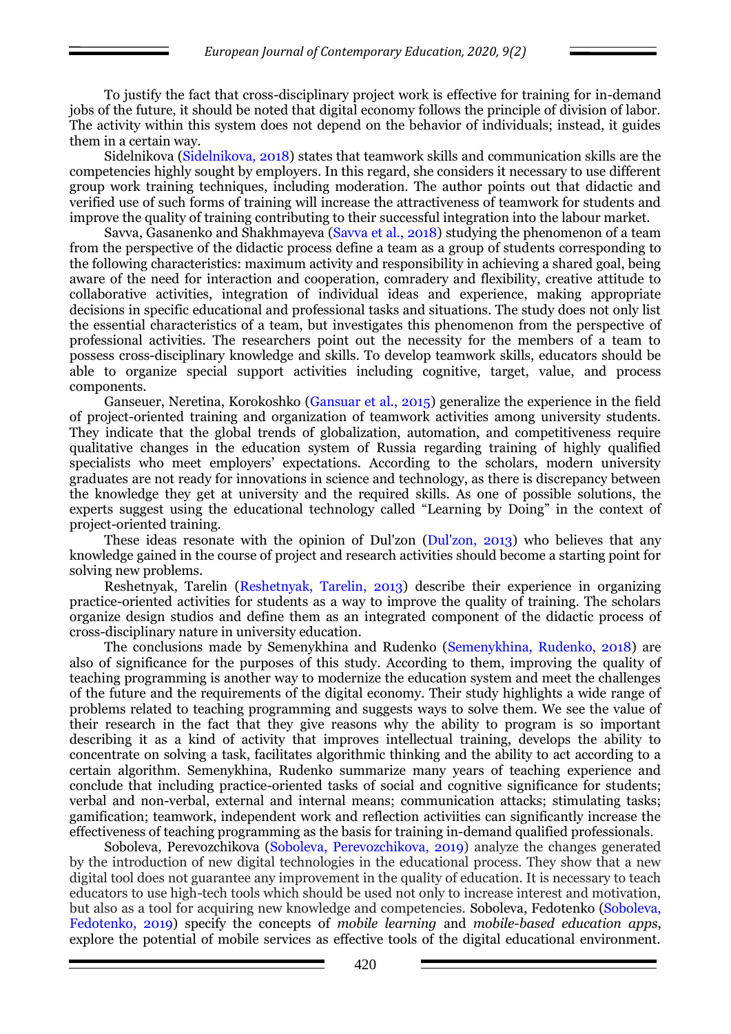To justify the fact that cross-disciplinary project work is effective for training for in-demand jobs of the future, it should be noted that digital economy follows the principle of division of labor. The activity within this system does not depend on the behavior of individuals; instead, it guides them in a certain way.

Sidelnikova (Sidelnikova, 2018) states that teamwork skills and communication skills are the competencies highly sought by employers. In this regard, she considers it necessary to use different group work training techniques, including moderation. The author points out that didactic and verified use of such forms of training will increase the attractiveness of teamwork for students and improve the quality of training contributing to their successful integration into the labour market.

Savva, Gasanenko and Shakhmayeva (Savva et al., 2018) studying the phenomenon of a team from the perspective of the didactic process define a team as a group of students corresponding to the following characteristics: maximum activity and responsibility in achieving a shared goal, being aware of the need for interaction and cooperation, comradery and flexibility, creative attitude to collaborative activities, integration of individual ideas and experience, making appropriate decisions in specific educational and professional tasks and situations. The study does not only list the essential characteristics of a team, but investigates this phenomenon from the perspective of professional activities. The researchers point out the necessity for the members of a team to possess cross-disciplinary knowledge and skills. To develop teamwork skills, educators should be able to organize special support activities including cognitive, target, value, and process components.

Ganseuer, Neretina, Korokoshko (Gansuar et al., 2015) generalize the experience in the field of project-oriented training and organization of teamwork activities among university students. They indicate that the global trends of globalization, automation, and competitiveness require qualitative changes in the education system of Russia regarding training of highly qualified specialists who meet employers' expectations. According to the scholars, modern university graduates are not ready for innovations in science and technology, as there is discrepancy between the knowledge they get at university and the required skills. As one of possible solutions, the experts suggest using the educational technology called "Learning by Doing" in the context of project-oriented training.

These ideas resonate with the opinion of Dul'zon (Dul'zon, 2013) who believes that any knowledge gained in the course of project and research activities should become a starting point for solving new problems.

Reshetnyak, Tarelin (Reshetnyak, Tarelin, 2013) describe their experience in organizing practice-oriented activities for students as a way to improve the quality of training. The scholars organize design studios and define them as an integrated component of the didactic process of cross-disciplinary nature in university education.

The conclusions made by Semenykhina and Rudenko (Semenykhina, Rudenko, 2018) are also of significance for the purposes of this study. According to them, improving the quality of teaching programming is another way to modernize the education system and meet the challenges of the future and the requirements of the digital economy. Their study highlights a wide range of problems related to teaching programming and suggests ways to solve them. We see the value of their research in the fact that they give reasons why the ability to program is so important describing it as a kind of activity that improves intellectual training, develops the ability to concentrate on solving a task, facilitates algorithmic thinking and the ability to act according to a certain algorithm. Semenykhina, Rudenko summarize many years of teaching experience and conclude that including practice-oriented tasks of social and cognitive significance for students; verbal and non-verbal, external and internal means; communication attacks; stimulating tasks; gamification; teamwork, independent work and reflection activiities can significantly increase the effectiveness of teaching programming as the basis for training in-demand qualified professionals.

Soboleva, Perevozchikova (Soboleva, Perevozchikova, 2019) analyze the changes generated by the introduction of new digital technologies in the educational process. They show that a new digital tool does not guarantee any improvement in the quality of education. It is necessary to teach educators to use high-tech tools which should be used not only to increase interest and motivation, but also as a tool for acquiring new knowledge and competencies. Soboleva, Fedotenko (Soboleva, Fedotenko, 2019) specify the concepts of *mobile learning* and *mobile-based education apps*, explore the potential of mobile services as effective tools of the digital educational environment.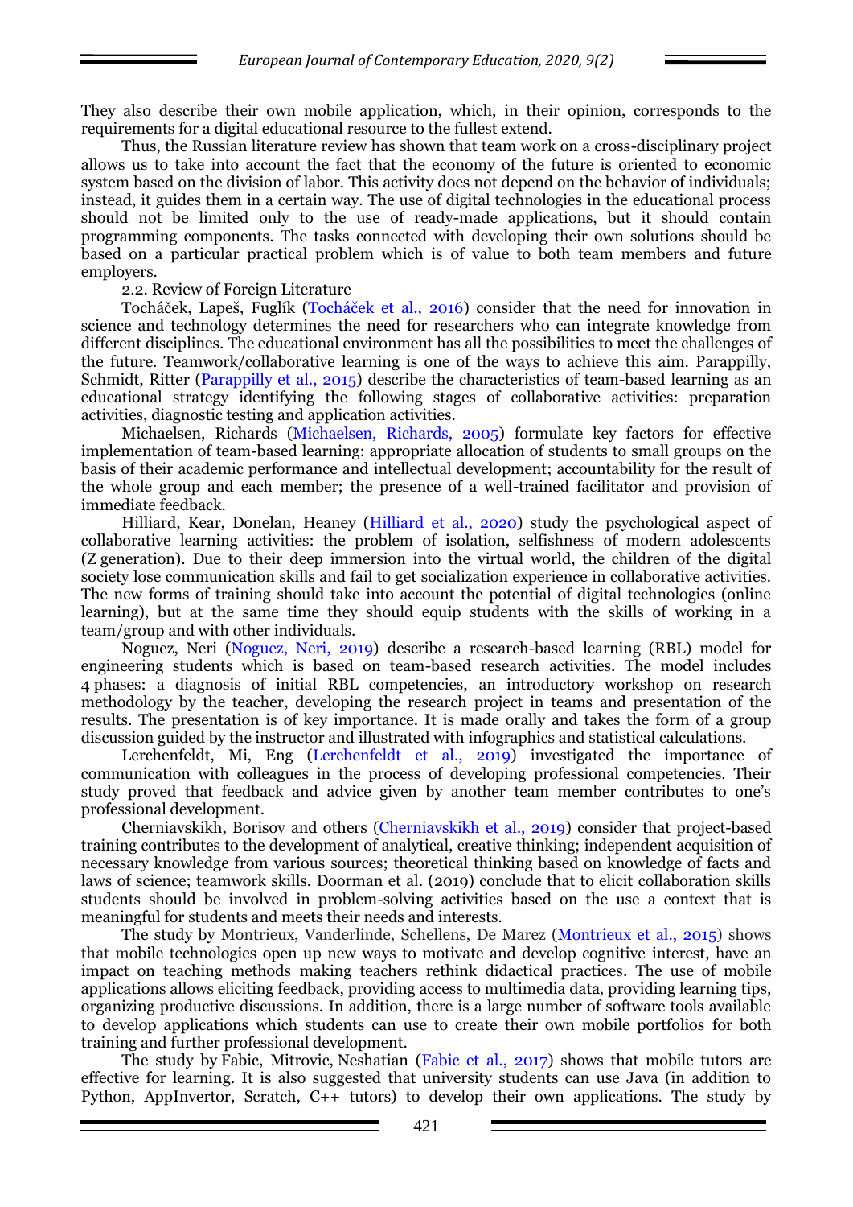They also describe their own mobile application, which, in their opinion, corresponds to the requirements for a digital educational resource to the fullest extend.

Thus, the Russian literature review has shown that team work on a cross-disciplinary project allows us to take into account the fact that the economy of the future is oriented to economic system based on the division of labor. This activity does not depend on the behavior of individuals; instead, it guides them in a certain way. The use of digital technologies in the educational process should not be limited only to the use of ready-made applications, but it should contain programming components. The tasks connected with developing their own solutions should be based on a particular practical problem which is of value to both team members and future employers.

### 2.2. Review of Foreign Literature

Tocháček, Lapeš, Fuglík (Tocháček et al., 2016) consider that the need for innovation in science and technology determines the need for researchers who can integrate knowledge from different disciplines. The educational environment has all the possibilities to meet the challenges of the future. Teamwork/collaborative learning is one of the ways to achieve this aim. Parappilly, Schmidt, Ritter (Parappilly et al., 2015) describe the characteristics of team-based learning as an educational strategy identifying the following stages of collaborative activities: preparation activities, diagnostic testing and application activities.

Michaelsen, Richards (Michaelsen, Richards, 2005) formulate key factors for effective implementation of team-based learning: appropriate allocation of students to small groups on the basis of their academic performance and intellectual development; accountability for the result of the whole group and each member; the presence of a well-trained facilitator and provision of immediate feedback.

Hilliard, Kear, Donelan, Heaney (Hilliard et al., 2020) study the psychological aspect of collaborative learning activities: the problem of isolation, selfishness of modern adolescents (Z generation). Due to their deep immersion into the virtual world, the children of the digital society lose communication skills and fail to get socialization experience in collaborative activities. The new forms of training should take into account the potential of digital technologies (online learning), but at the same time they should equip students with the skills of working in a team/group and with other individuals.

Noguez, Neri (Noguez, Neri, 2019) describe a research-based learning (RBL) model for engineering students which is based on team-based research activities. The model includes 4 phases: a diagnosis of initial RBL competencies, an introductory workshop on research methodology by the teacher, developing the research project in teams and presentation of the results. The presentation is of key importance. It is made orally and takes the form of a group discussion guided by the instructor and illustrated with infographics and statistical calculations.

Lerchenfeldt, Mi, Eng (Lerchenfeldt et al., 2019) investigated the importance of communication with colleagues in the process of developing professional competencies. Their study proved that feedback and advice given by another team member contributes to one's professional development.

Cherniavskikh, Borisov and others (Cherniavskikh et al., 2019) consider that project-based training contributes to the development of analytical, creative thinking; independent acquisition of necessary knowledge from various sources; theoretical thinking based on knowledge of facts and laws of science; teamwork skills. Doorman et al. (2019) conclude that to elicit collaboration skills students should be involved in problem-solving activities based on the use a context that is meaningful for students and meets their needs and interests.

The study by Montrieux, Vanderlinde, Schellens, De Marez (Montrieux et al., 2015) shows that mobile technologies open up new ways to motivate and develop cognitive interest, have an impact on teaching methods making teachers rethink didactical practices. The use of mobile applications allows eliciting feedback, providing access to multimedia data, providing learning tips, organizing productive discussions. In addition, there is a large number of software tools available to develop applications which students can use to create their own mobile portfolios for both training and further professional development.

The study by Fabic, Mitrovic, Neshatian (Fabic et al., 2017) shows that mobile tutors are effective for learning. It is also suggested that university students can use Java (in addition to Python, AppInvertor, Scratch, C++ tutors) to develop their own applications. The study by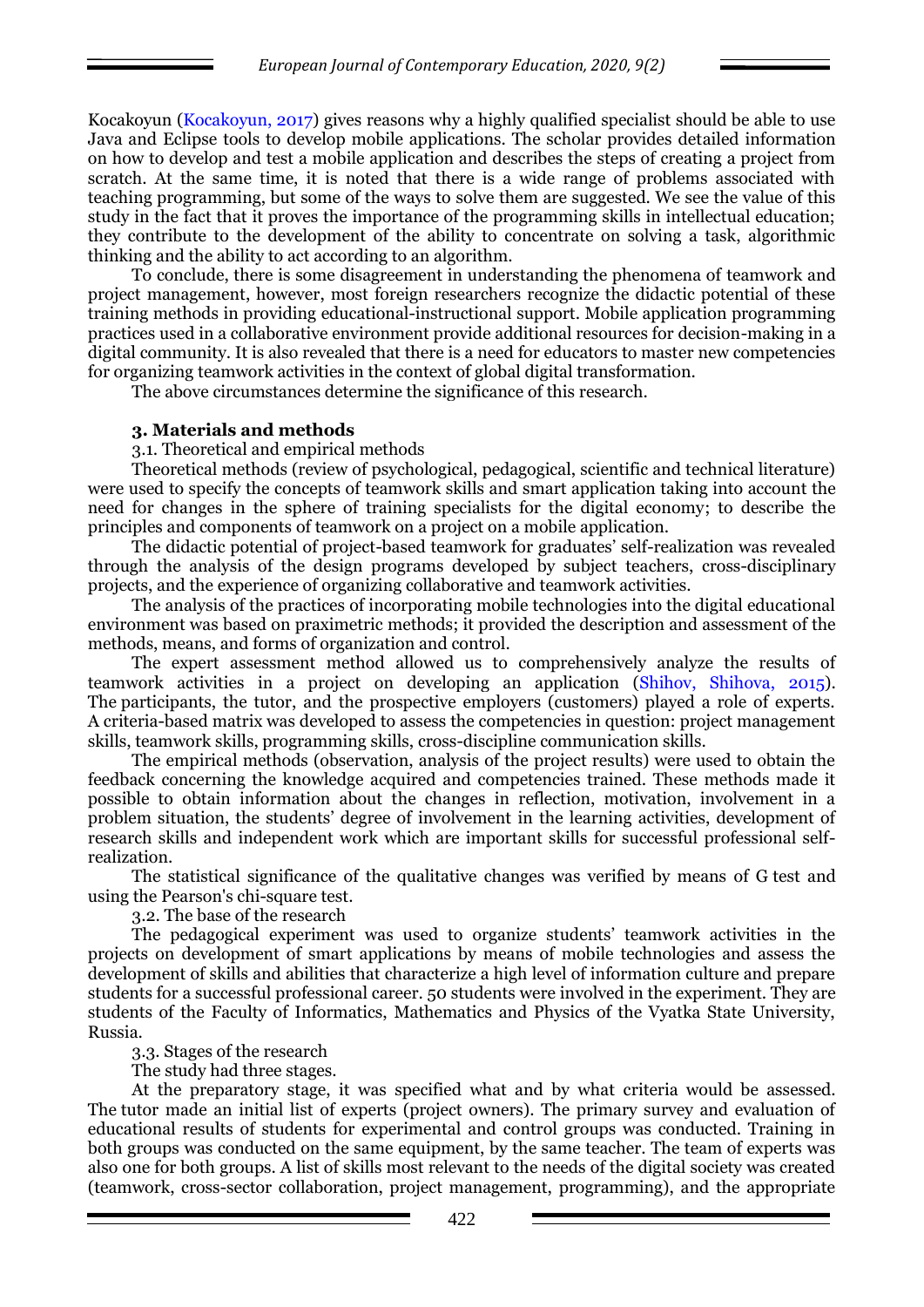Kocakoyun (Kocakoyun, 2017) gives reasons why a highly qualified specialist should be able to use Java and Eclipse tools to develop mobile applications. The scholar provides detailed information on how to develop and test a mobile application and describes the steps of creating a project from scratch. At the same time, it is noted that there is a wide range of problems associated with teaching programming, but some of the ways to solve them are suggested. We see the value of this study in the fact that it proves the importance of the programming skills in intellectual education; they contribute to the development of the ability to concentrate on solving a task, algorithmic thinking and the ability to act according to an algorithm.

To conclude, there is some disagreement in understanding the phenomena of teamwork and project management, however, most foreign researchers recognize the didactic potential of these training methods in providing educational-instructional support. Mobile application programming practices used in a collaborative environment provide additional resources for decision-making in a digital community. It is also revealed that there is a need for educators to master new competencies for organizing teamwork activities in the context of global digital transformation.

The above circumstances determine the significance of this research.

## 3. Materials and methods

### 3.1. Theoretical and empirical methods

Theoretical methods (review of psychological, pedagogical, scientific and technical literature) were used to specify the concepts of teamwork skills and smart application taking into account the need for changes in the sphere of training specialists for the digital economy; to describe the principles and components of teamwork on a project on a mobile application.

The didactic potential of project-based teamwork for graduates' self-realization was revealed through the analysis of the design programs developed by subject teachers, cross-disciplinary projects, and the experience of organizing collaborative and teamwork activities.

The analysis of the practices of incorporating mobile technologies into the digital educational environment was based on praximetric methods; it provided the description and assessment of the methods, means, and forms of organization and control.

The expert assessment method allowed us to comprehensively analyze the results of teamwork activities in a project on developing an application (Shihov, Shihova, 2015). The participants, the tutor, and the prospective employers (customers) played a role of experts. A criteria-based matrix was developed to assess the competencies in question: project management skills, teamwork skills, programming skills, cross-discipline communication skills.

The empirical methods (observation, analysis of the project results) were used to obtain the feedback concerning the knowledge acquired and competencies trained. These methods made it possible to obtain information about the changes in reflection, motivation, involvement in a problem situation, the students' degree of involvement in the learning activities, development of research skills and independent work which are important skills for successful professional self-realization.

The statistical significance of the qualitative changes was verified by means of G test and using the Pearson's chi-square test.

### 3.2. The base of the research

The pedagogical experiment was used to organize students' teamwork activities in the projects on development of smart applications by means of mobile technologies and assess the development of skills and abilities that characterize a high level of information culture and prepare students for a successful professional career. 50 students were involved in the experiment. They are students of the Faculty of Informatics, Mathematics and Physics of the Vyatka State University, Russia.

### 3.3. Stages of the research

The study had three stages.

At the preparatory stage, it was specified what and by what criteria would be assessed. The tutor made an initial list of experts (project owners). The primary survey and evaluation of educational results of students for experimental and control groups was conducted. Training in both groups was conducted on the same equipment, by the same teacher. The team of experts was also one for both groups. A list of skills most relevant to the needs of the digital society was created (teamwork, cross-sector collaboration, project management, programming), and the appropriate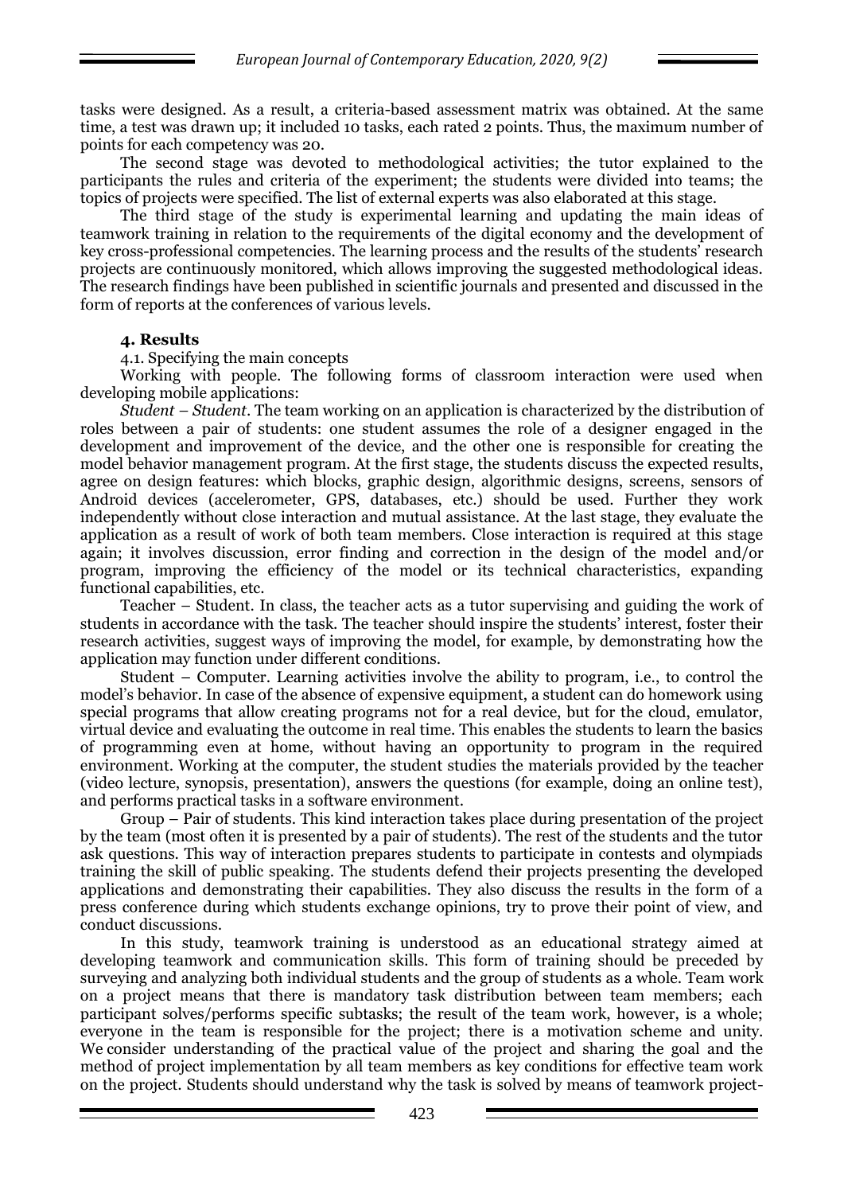tasks were designed. As a result, a criteria-based assessment matrix was obtained. At the same time, a test was drawn up; it included 10 tasks, each rated 2 points. Thus, the maximum number of points for each competency was 20.

The second stage was devoted to methodological activities; the tutor explained to the participants the rules and criteria of the experiment; the students were divided into teams; the topics of projects were specified. The list of external experts was also elaborated at this stage.

The third stage of the study is experimental learning and updating the main ideas of teamwork training in relation to the requirements of the digital economy and the development of key cross-professional competencies. The learning process and the results of the students' research projects are continuously monitored, which allows improving the suggested methodological ideas. The research findings have been published in scientific journals and presented and discussed in the form of reports at the conferences of various levels.

## 4. Results

### 4.1. Specifying the main concepts

Working with people. The following forms of classroom interaction were used when developing mobile applications:

*Student – Student*. The team working on an application is characterized by the distribution of roles between a pair of students: one student assumes the role of a designer engaged in the development and improvement of the device, and the other one is responsible for creating the model behavior management program. At the first stage, the students discuss the expected results, agree on design features: which blocks, graphic design, algorithmic designs, screens, sensors of Android devices (accelerometer, GPS, databases, etc.) should be used. Further they work independently without close interaction and mutual assistance. At the last stage, they evaluate the application as a result of work of both team members. Close interaction is required at this stage again; it involves discussion, error finding and correction in the design of the model and/or program, improving the efficiency of the model or its technical characteristics, expanding functional capabilities, etc.

Teacher – Student. In class, the teacher acts as a tutor supervising and guiding the work of students in accordance with the task. The teacher should inspire the students' interest, foster their research activities, suggest ways of improving the model, for example, by demonstrating how the application may function under different conditions.

Student – Computer. Learning activities involve the ability to program, i.e., to control the model's behavior. In case of the absence of expensive equipment, a student can do homework using special programs that allow creating programs not for a real device, but for the cloud, emulator, virtual device and evaluating the outcome in real time. This enables the students to learn the basics of programming even at home, without having an opportunity to program in the required environment. Working at the computer, the student studies the materials provided by the teacher (video lecture, synopsis, presentation), answers the questions (for example, doing an online test), and performs practical tasks in a software environment.

Group – Pair of students. This kind interaction takes place during presentation of the project by the team (most often it is presented by a pair of students). The rest of the students and the tutor ask questions. This way of interaction prepares students to participate in contests and olympiads training the skill of public speaking. The students defend their projects presenting the developed applications and demonstrating their capabilities. They also discuss the results in the form of a press conference during which students exchange opinions, try to prove their point of view, and conduct discussions.

In this study, teamwork training is understood as an educational strategy aimed at developing teamwork and communication skills. This form of training should be preceded by surveying and analyzing both individual students and the group of students as a whole. Team work on a project means that there is mandatory task distribution between team members; each participant solves/performs specific subtasks; the result of the team work, however, is a whole; everyone in the team is responsible for the project; there is a motivation scheme and unity. We consider understanding of the practical value of the project and sharing the goal and the method of project implementation by all team members as key conditions for effective team work on the project. Students should understand why the task is solved by means of teamwork project-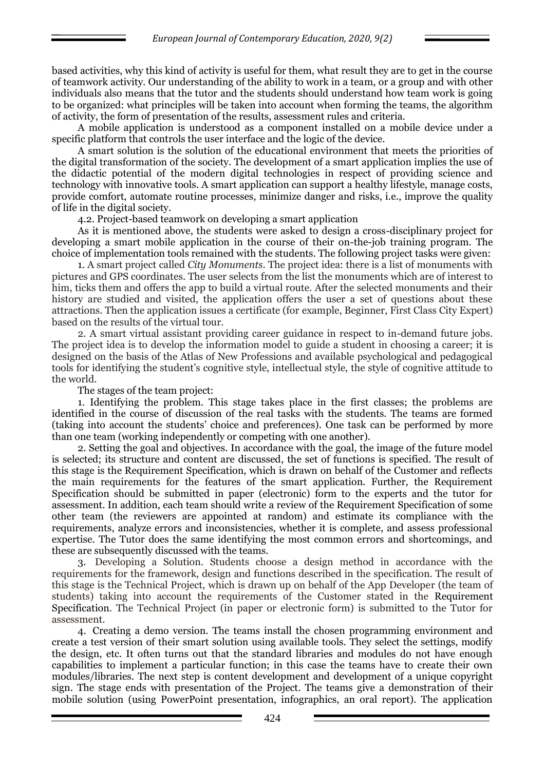based activities, why this kind of activity is useful for them, what result they are to get in the course of teamwork activity. Our understanding of the ability to work in a team, or a group and with other individuals also means that the tutor and the students should understand how team work is going to be organized: what principles will be taken into account when forming the teams, the algorithm of activity, the form of presentation of the results, assessment rules and criteria.

A mobile application is understood as a component installed on a mobile device under a specific platform that controls the user interface and the logic of the device.

A smart solution is the solution of the educational environment that meets the priorities of the digital transformation of the society. The development of a smart application implies the use of the didactic potential of the modern digital technologies in respect of providing science and technology with innovative tools. A smart application can support a healthy lifestyle, manage costs, provide comfort, automate routine processes, minimize danger and risks, i.e., improve the quality of life in the digital society.

4.2. Project-based teamwork on developing a smart application

As it is mentioned above, the students were asked to design a cross-disciplinary project for developing a smart mobile application in the course of their on-the-job training program. The choice of implementation tools remained with the students. The following project tasks were given:

1. A smart project called *City Monuments*. The project idea: there is a list of monuments with pictures and GPS coordinates. The user selects from the list the monuments which are of interest to him, ticks them and offers the app to build a virtual route. After the selected monuments and their history are studied and visited, the application offers the user a set of questions about these attractions. Then the application issues a certificate (for example, Beginner, First Class City Expert) based on the results of the virtual tour.

2. A smart virtual assistant providing career guidance in respect to in-demand future jobs. The project idea is to develop the information model to guide a student in choosing a career; it is designed on the basis of the Atlas of New Professions and available psychological and pedagogical tools for identifying the student's cognitive style, intellectual style, the style of cognitive attitude to the world.

The stages of the team project:

1. Identifying the problem. This stage takes place in the first classes; the problems are identified in the course of discussion of the real tasks with the students. The teams are formed (taking into account the students' choice and preferences). One task can be performed by more than one team (working independently or competing with one another).

2. Setting the goal and objectives. In accordance with the goal, the image of the future model is selected; its structure and content are discussed, the set of functions is specified. The result of this stage is the Requirement Specification, which is drawn on behalf of the Customer and reflects the main requirements for the features of the smart application. Further, the Requirement Specification should be submitted in paper (electronic) form to the experts and the tutor for assessment. In addition, each team should write a review of the Requirement Specification of some other team (the reviewers are appointed at random) and estimate its compliance with the requirements, analyze errors and inconsistencies, whether it is complete, and assess professional expertise. The Tutor does the same identifying the most common errors and shortcomings, and these are subsequently discussed with the teams.

3. Developing a Solution. Students choose a design method in accordance with the requirements for the framework, design and functions described in the specification. The result of this stage is the Technical Project, which is drawn up on behalf of the App Developer (the team of students) taking into account the requirements of the Customer stated in the Requirement Specification. The Technical Project (in paper or electronic form) is submitted to the Tutor for assessment.

4. Creating a demo version. The teams install the chosen programming environment and create a test version of their smart solution using available tools. They select the settings, modify the design, etc. It often turns out that the standard libraries and modules do not have enough capabilities to implement a particular function; in this case the teams have to create their own modules/libraries. The next step is content development and development of a unique copyright sign. The stage ends with presentation of the Project. The teams give a demonstration of their mobile solution (using PowerPoint presentation, infographics, an oral report). The application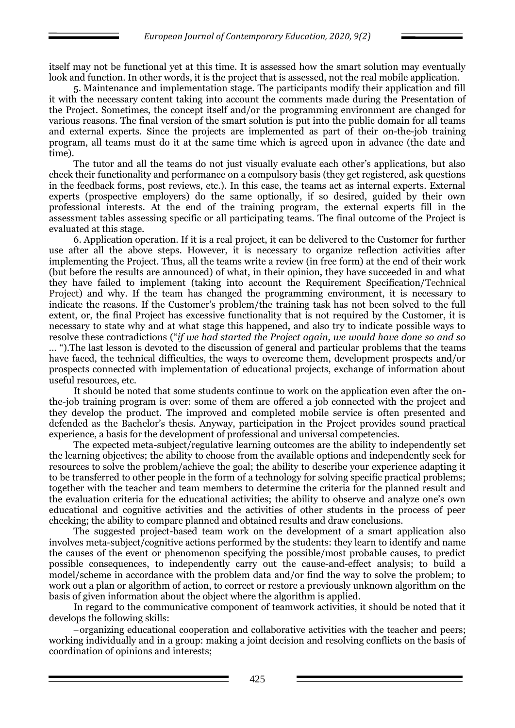itself may not be functional yet at this time. It is assessed how the smart solution may eventually look and function. In other words, it is the project that is assessed, not the real mobile application.

5. Maintenance and implementation stage. The participants modify their application and fill it with the necessary content taking into account the comments made during the Presentation of the Project. Sometimes, the concept itself and/or the programming environment are changed for various reasons. The final version of the smart solution is put into the public domain for all teams and external experts. Since the projects are implemented as part of their on-the-job training program, all teams must do it at the same time which is agreed upon in advance (the date and time).

The tutor and all the teams do not just visually evaluate each other's applications, but also check their functionality and performance on a compulsory basis (they get registered, ask questions in the feedback forms, post reviews, etc.). In this case, the teams act as internal experts. External experts (prospective employers) do the same optionally, if so desired, guided by their own professional interests. At the end of the training program, the external experts fill in the assessment tables assessing specific or all participating teams. The final outcome of the Project is evaluated at this stage.

6. Application operation. If it is a real project, it can be delivered to the Customer for further use after all the above steps. However, it is necessary to organize reflection activities after implementing the Project. Thus, all the teams write a review (in free form) at the end of their work (but before the results are announced) of what, in their opinion, they have succeeded in and what they have failed to implement (taking into account the Requirement Specification/Technical Project) and why. If the team has changed the programming environment, it is necessary to indicate the reasons. If the Customer's problem/the training task has not been solved to the full extent, or, the final Project has excessive functionality that is not required by the Customer, it is necessary to state why and at what stage this happened, and also try to indicate possible ways to resolve these contradictions ("*if we had started the Project again, we would have done so and so ...* ").The last lesson is devoted to the discussion of general and particular problems that the teams have faced, the technical difficulties, the ways to overcome them, development prospects and/or prospects connected with implementation of educational projects, exchange of information about useful resources, etc.

It should be noted that some students continue to work on the application even after the on-the-job training program is over: some of them are offered a job connected with the project and they develop the product. The improved and completed mobile service is often presented and defended as the Bachelor's thesis. Anyway, participation in the Project provides sound practical experience, a basis for the development of professional and universal competencies.

The expected meta-subject/regulative learning outcomes are the ability to independently set the learning objectives; the ability to choose from the available options and independently seek for resources to solve the problem/achieve the goal; the ability to describe your experience adapting it to be transferred to other people in the form of a technology for solving specific practical problems; together with the teacher and team members to determine the criteria for the planned result and the evaluation criteria for the educational activities; the ability to observe and analyze one's own educational and cognitive activities and the activities of other students in the process of peer checking; the ability to compare planned and obtained results and draw conclusions.

The suggested project-based team work on the development of a smart application also involves meta-subject/cognitive actions performed by the students: they learn to identify and name the causes of the event or phenomenon specifying the possible/most probable causes, to predict possible consequences, to independently carry out the cause-and-effect analysis; to build a model/scheme in accordance with the problem data and/or find the way to solve the problem; to work out a plan or algorithm of action, to correct or restore a previously unknown algorithm on the basis of given information about the object where the algorithm is applied.

In regard to the communicative component of teamwork activities, it should be noted that it develops the following skills:

– organizing educational cooperation and collaborative activities with the teacher and peers; working individually and in a group: making a joint decision and resolving conflicts on the basis of coordination of opinions and interests;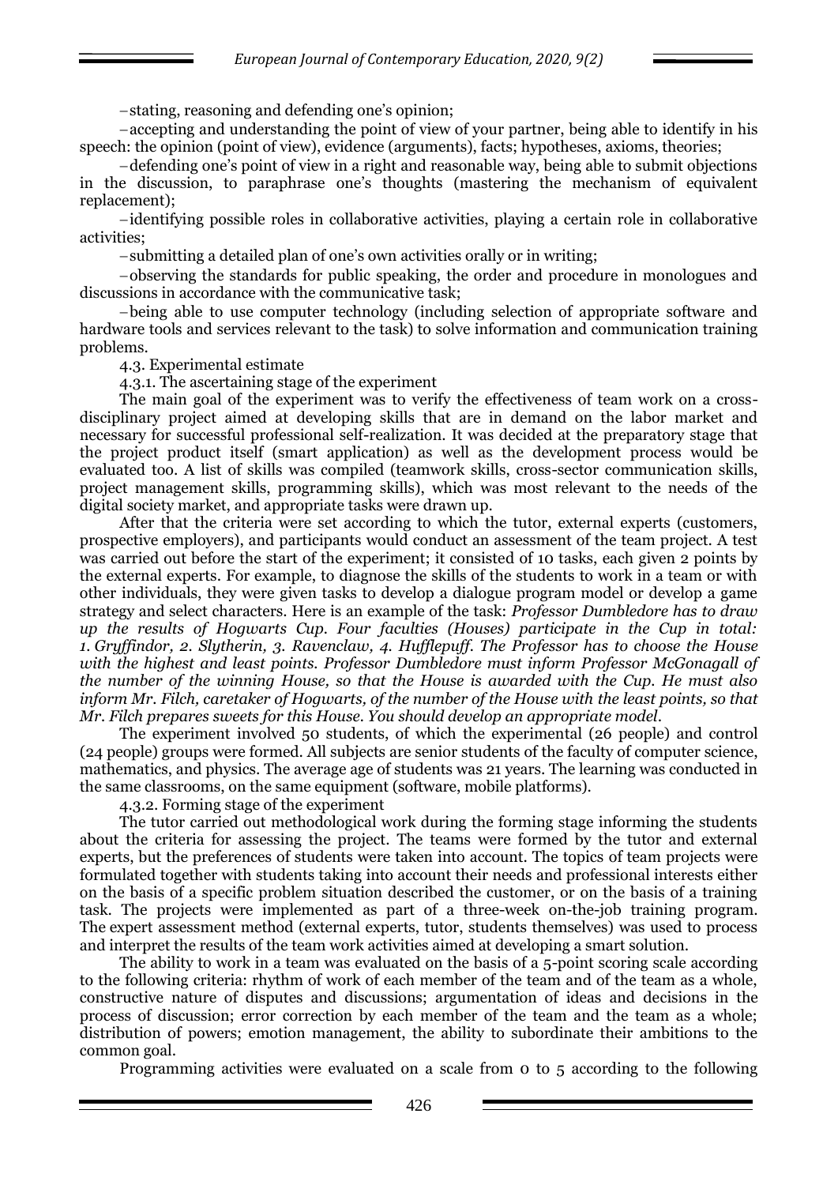– stating, reasoning and defending one's opinion;

– accepting and understanding the point of view of your partner, being able to identify in his speech: the opinion (point of view), evidence (arguments), facts; hypotheses, axioms, theories;

– defending one's point of view in a right and reasonable way, being able to submit objections in the discussion, to paraphrase one's thoughts (mastering the mechanism of equivalent replacement);

– identifying possible roles in collaborative activities, playing a certain role in collaborative activities;

– submitting a detailed plan of one's own activities orally or in writing;

– observing the standards for public speaking, the order and procedure in monologues and discussions in accordance with the communicative task;

– being able to use computer technology (including selection of appropriate software and hardware tools and services relevant to the task) to solve information and communication training problems.

4.3. Experimental estimate

4.3.1. The ascertaining stage of the experiment

The main goal of the experiment was to verify the effectiveness of team work on a cross-disciplinary project aimed at developing skills that are in demand on the labor market and necessary for successful professional self-realization. It was decided at the preparatory stage that the project product itself (smart application) as well as the development process would be evaluated too. A list of skills was compiled (teamwork skills, cross-sector communication skills, project management skills, programming skills), which was most relevant to the needs of the digital society market, and appropriate tasks were drawn up.

After that the criteria were set according to which the tutor, external experts (customers, prospective employers), and participants would conduct an assessment of the team project. A test was carried out before the start of the experiment; it consisted of 10 tasks, each given 2 points by the external experts. For example, to diagnose the skills of the students to work in a team or with other individuals, they were given tasks to develop a dialogue program model or develop a game strategy and select characters. Here is an example of the task: *Professor Dumbledore has to draw up the results of Hogwarts Cup. Four faculties (Houses) participate in the Cup in total: 1. Gryffindor, 2. Slytherin, 3. Ravenclaw, 4. Hufflepuff. The Professor has to choose the House with the highest and least points. Professor Dumbledore must inform Professor McGonagall of the number of the winning House, so that the House is awarded with the Cup. He must also inform Mr. Filch, caretaker of Hogwarts, of the number of the House with the least points, so that Mr. Filch prepares sweets for this House. You should develop an appropriate model.*

The experiment involved 50 students, of which the experimental (26 people) and control (24 people) groups were formed. All subjects are senior students of the faculty of computer science, mathematics, and physics. The average age of students was 21 years. The learning was conducted in the same classrooms, on the same equipment (software, mobile platforms).

4.3.2. Forming stage of the experiment

The tutor carried out methodological work during the forming stage informing the students about the criteria for assessing the project. The teams were formed by the tutor and external experts, but the preferences of students were taken into account. The topics of team projects were formulated together with students taking into account their needs and professional interests either on the basis of a specific problem situation described the customer, or on the basis of a training task. The projects were implemented as part of a three-week on-the-job training program. The expert assessment method (external experts, tutor, students themselves) was used to process and interpret the results of the team work activities aimed at developing a smart solution.

The ability to work in a team was evaluated on the basis of a 5-point scoring scale according to the following criteria: rhythm of work of each member of the team and of the team as a whole, constructive nature of disputes and discussions; argumentation of ideas and decisions in the process of discussion; error correction by each member of the team and the team as a whole; distribution of powers; emotion management, the ability to subordinate their ambitions to the common goal.

Programming activities were evaluated on a scale from 0 to 5 according to the following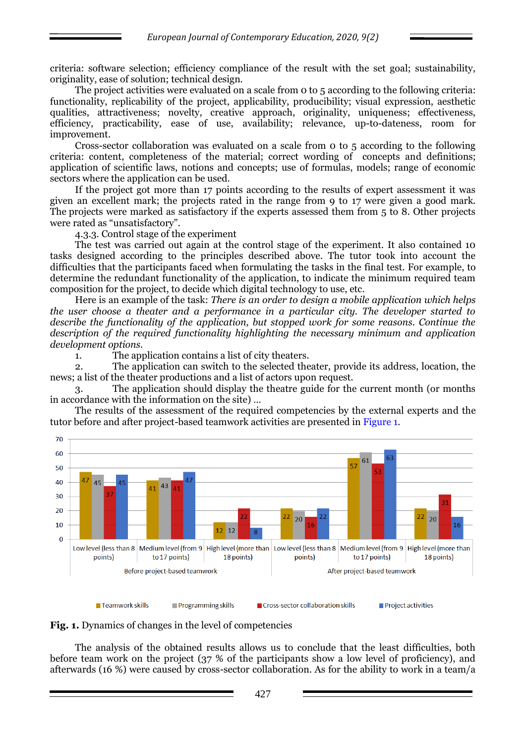criteria: software selection; efficiency compliance of the result with the set goal; sustainability, originality, ease of solution; technical design.

The project activities were evaluated on a scale from 0 to 5 according to the following criteria: functionality, replicability of the project, applicability, producibility; visual expression, aesthetic qualities, attractiveness; novelty, creative approach, originality, uniqueness; effectiveness, efficiency, practicability, ease of use, availability; relevance, up-to-dateness, room for improvement.

Cross-sector collaboration was evaluated on a scale from 0 to 5 according to the following criteria: content, completeness of the material; correct wording of concepts and definitions; application of scientific laws, notions and concepts; use of formulas, models; range of economic sectors where the application can be used.

If the project got more than 17 points according to the results of expert assessment it was given an excellent mark; the projects rated in the range from 9 to 17 were given a good mark. The projects were marked as satisfactory if the experts assessed them from 5 to 8. Other projects were rated as "unsatisfactory".

4.3.3. Control stage of the experiment

The test was carried out again at the control stage of the experiment. It also contained 10 tasks designed according to the principles described above. The tutor took into account the difficulties that the participants faced when formulating the tasks in the final test. For example, to determine the redundant functionality of the application, to indicate the minimum required team composition for the project, to decide which digital technology to use, etc.

Here is an example of the task: *There is an order to design a mobile application which helps the user choose a theater and a performance in a particular city. The developer started to describe the functionality of the application, but stopped work for some reasons. Continue the description of the required functionality highlighting the necessary minimum and application development options.*

1. The application contains a list of city theaters.
2. The application can switch to the selected theater, provide its address, location, the news; a list of the theater productions and a list of actors upon request.
3. The application should display the theatre guide for the current month (or months in accordance with the information on the site) …

The results of the assessment of the required competencies by the external experts and the tutor before and after project-based teamwork activities are presented in Figure 1.

| | Before project-based teamwork | | | After project-based teamwork | | |
|---|---|---|---|---|---|---|
| | Low level (less than 8 points) | Medium level (from 9 to 17 points) | High level (more than 18 points) | Low level (less than 8 points) | Medium level (from 9 to 17 points) | High level (more than 18 points) |
| Teamwork skills | 47 | 41 | 12 | 22 | 57 | 22 |
| Programming skills | 45 | 43 | 12 | 20 | 61 | 20 |
| Cross-sector collaboration skills | 37 | 41 | 22 | 16 | 53 | 31 |
| Project activities | 45 | 47 | 8 | 22 | 63 | 16 |

**Fig. 1.** Dynamics of changes in the level of competencies

The analysis of the obtained results allows us to conclude that the least difficulties, both before team work on the project (37 % of the participants show a low level of proficiency), and afterwards (16 %) were caused by cross-sector collaboration. As for the ability to work in a team/a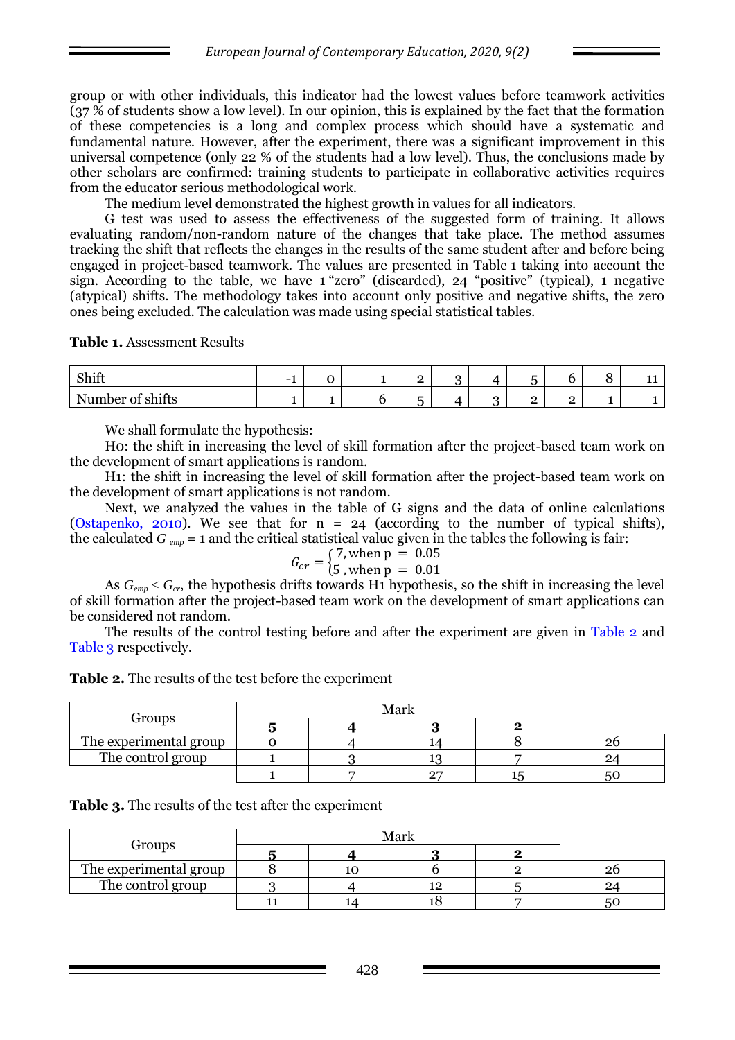group or with other individuals, this indicator had the lowest values before teamwork activities (37 % of students show a low level). In our opinion, this is explained by the fact that the formation of these competencies is a long and complex process which should have a systematic and fundamental nature. However, after the experiment, there was a significant improvement in this universal competence (only 22 % of the students had a low level). Thus, the conclusions made by other scholars are confirmed: training students to participate in collaborative activities requires from the educator serious methodological work.

The medium level demonstrated the highest growth in values for all indicators.

G test was used to assess the effectiveness of the suggested form of training. It allows evaluating random/non-random nature of the changes that take place. The method assumes tracking the shift that reflects the changes in the results of the same student after and before being engaged in project-based teamwork. The values are presented in Table 1 taking into account the sign. According to the table, we have 1 "zero" (discarded), 24 "positive" (typical), 1 negative (atypical) shifts. The methodology takes into account only positive and negative shifts, the zero ones being excluded. The calculation was made using special statistical tables.

**Table 1.** Assessment Results

| Shift | -1 | 0 | 1 | 2 | 3 | 4 | 5 | 6 | 8 | 11 |
|---|---|---|---|---|---|---|---|---|---|---|
| Number of shifts | 1 | 1 | 6 | 5 | 4 | 3 | 2 | 2 | 1 | 1 |

We shall formulate the hypothesis:

H0: the shift in increasing the level of skill formation after the project-based team work on the development of smart applications is random.

H1: the shift in increasing the level of skill formation after the project-based team work on the development of smart applications is not random.

Next, we analyzed the values in the table of G signs and the data of online calculations (Ostapenko, 2010). We see that for n = 24 (according to the number of typical shifts), the calculated $G_{emp} = 1$ and the critical statistical value given in the tables the following is fair:

$$G_{cr} = \begin{cases} 7, \text{when p } = \ 0.05 \\ 5 \text{ , when p } = \ 0.01 \end{cases}$$

As $G_{emp} < G_{cr}$, the hypothesis drifts towards H1 hypothesis, so the shift in increasing the level of skill formation after the project-based team work on the development of smart applications can be considered not random.

The results of the control testing before and after the experiment are given in Table 2 and Table 3 respectively.

**Table 2.** The results of the test before the experiment

| Groups | Mark | | | | |
|---|---|---|---|---|---|
| | **5** | **4** | **3** | **2** | |
| The experimental group | 0 | 4 | 14 | 8 | 26 |
| The control group | 1 | 3 | 13 | 7 | 24 |
| | 1 | 7 | 27 | 15 | 50 |

**Table 3.** The results of the test after the experiment

| Groups | Mark | | | | |
|---|---|---|---|---|---|
| | **5** | **4** | **3** | **2** | |
| The experimental group | 8 | 10 | 6 | 2 | 26 |
| The control group | 3 | 4 | 12 | 5 | 24 |
| | 11 | 14 | 18 | 7 | 50 |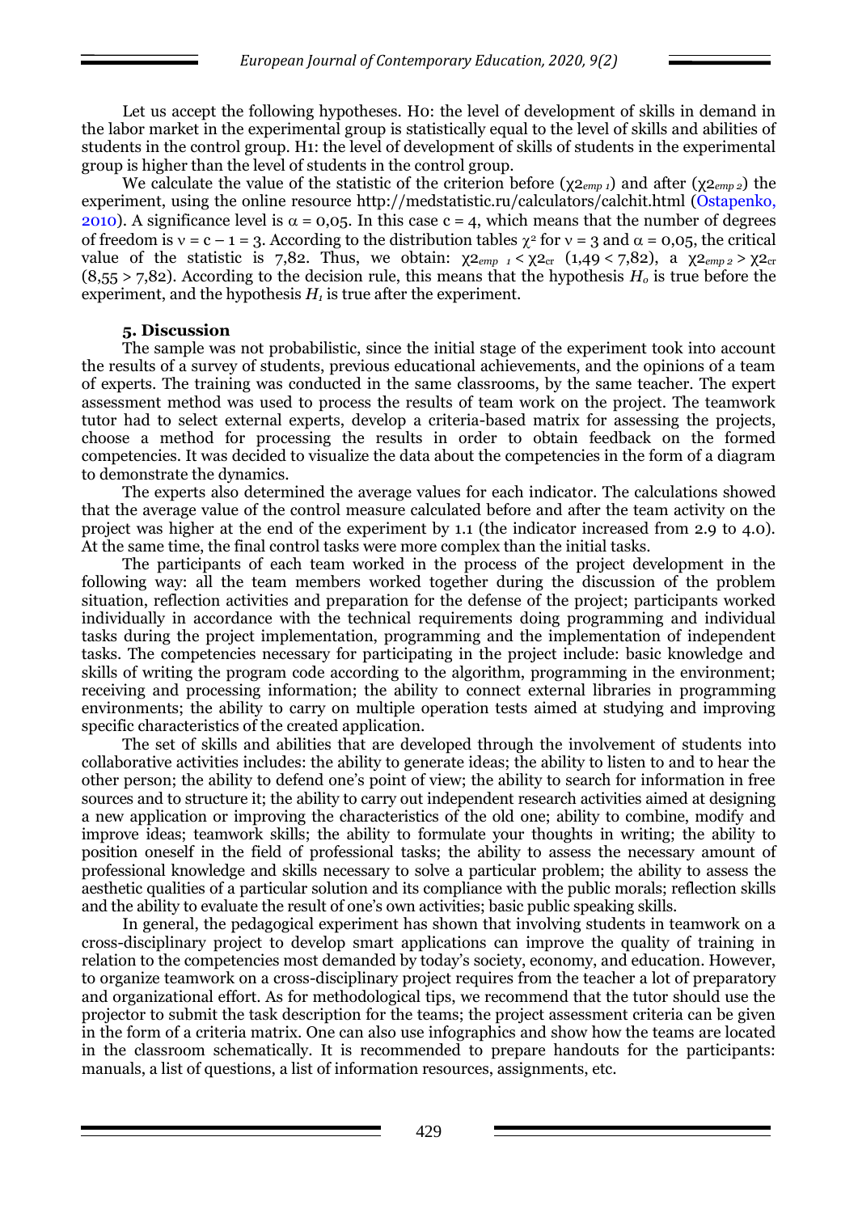Let us accept the following hypotheses. H0: the level of development of skills in demand in the labor market in the experimental group is statistically equal to the level of skills and abilities of students in the control group. H1: the level of development of skills of students in the experimental group is higher than the level of students in the control group.

We calculate the value of the statistic of the criterion before ($\chi2_{emp\ 1}$) and after ($\chi2_{emp\ 2}$) the experiment, using the online resource http://medstatistic.ru/calculators/calchit.html (Ostapenko, 2010). A significance level is $\alpha = 0{,}05$. In this case $c = 4$, which means that the number of degrees of freedom is $\nu = c - 1 = 3$. According to the distribution tables $\chi^2$ for $\nu = 3$ and $\alpha = 0{,}05$, the critical value of the statistic is 7,82. Thus, we obtain: $\chi2_{emp\ 1} < \chi2_{cr}$ $(1{,}49 < 7{,}82)$, a $\chi2_{emp\ 2} > \chi2_{cr}$ $(8{,}55 > 7{,}82)$. According to the decision rule, this means that the hypothesis $H_o$ is true before the experiment, and the hypothesis $H_1$ is true after the experiment.

## 5. Discussion

The sample was not probabilistic, since the initial stage of the experiment took into account the results of a survey of students, previous educational achievements, and the opinions of a team of experts. The training was conducted in the same classrooms, by the same teacher. The expert assessment method was used to process the results of team work on the project. The teamwork tutor had to select external experts, develop a criteria-based matrix for assessing the projects, choose a method for processing the results in order to obtain feedback on the formed competencies. It was decided to visualize the data about the competencies in the form of a diagram to demonstrate the dynamics.

The experts also determined the average values for each indicator. The calculations showed that the average value of the control measure calculated before and after the team activity on the project was higher at the end of the experiment by 1.1 (the indicator increased from 2.9 to 4.0). At the same time, the final control tasks were more complex than the initial tasks.

The participants of each team worked in the process of the project development in the following way: all the team members worked together during the discussion of the problem situation, reflection activities and preparation for the defense of the project; participants worked individually in accordance with the technical requirements doing programming and individual tasks during the project implementation, programming and the implementation of independent tasks. The competencies necessary for participating in the project include: basic knowledge and skills of writing the program code according to the algorithm, programming in the environment; receiving and processing information; the ability to connect external libraries in programming environments; the ability to carry on multiple operation tests aimed at studying and improving specific characteristics of the created application.

The set of skills and abilities that are developed through the involvement of students into collaborative activities includes: the ability to generate ideas; the ability to listen to and to hear the other person; the ability to defend one's point of view; the ability to search for information in free sources and to structure it; the ability to carry out independent research activities aimed at designing a new application or improving the characteristics of the old one; ability to combine, modify and improve ideas; teamwork skills; the ability to formulate your thoughts in writing; the ability to position oneself in the field of professional tasks; the ability to assess the necessary amount of professional knowledge and skills necessary to solve a particular problem; the ability to assess the aesthetic qualities of a particular solution and its compliance with the public morals; reflection skills and the ability to evaluate the result of one's own activities; basic public speaking skills.

In general, the pedagogical experiment has shown that involving students in teamwork on a cross-disciplinary project to develop smart applications can improve the quality of training in relation to the competencies most demanded by today's society, economy, and education. However, to organize teamwork on a cross-disciplinary project requires from the teacher a lot of preparatory and organizational effort. As for methodological tips, we recommend that the tutor should use the projector to submit the task description for the teams; the project assessment criteria can be given in the form of a criteria matrix. One can also use infographics and show how the teams are located in the classroom schematically. It is recommended to prepare handouts for the participants: manuals, a list of questions, a list of information resources, assignments, etc.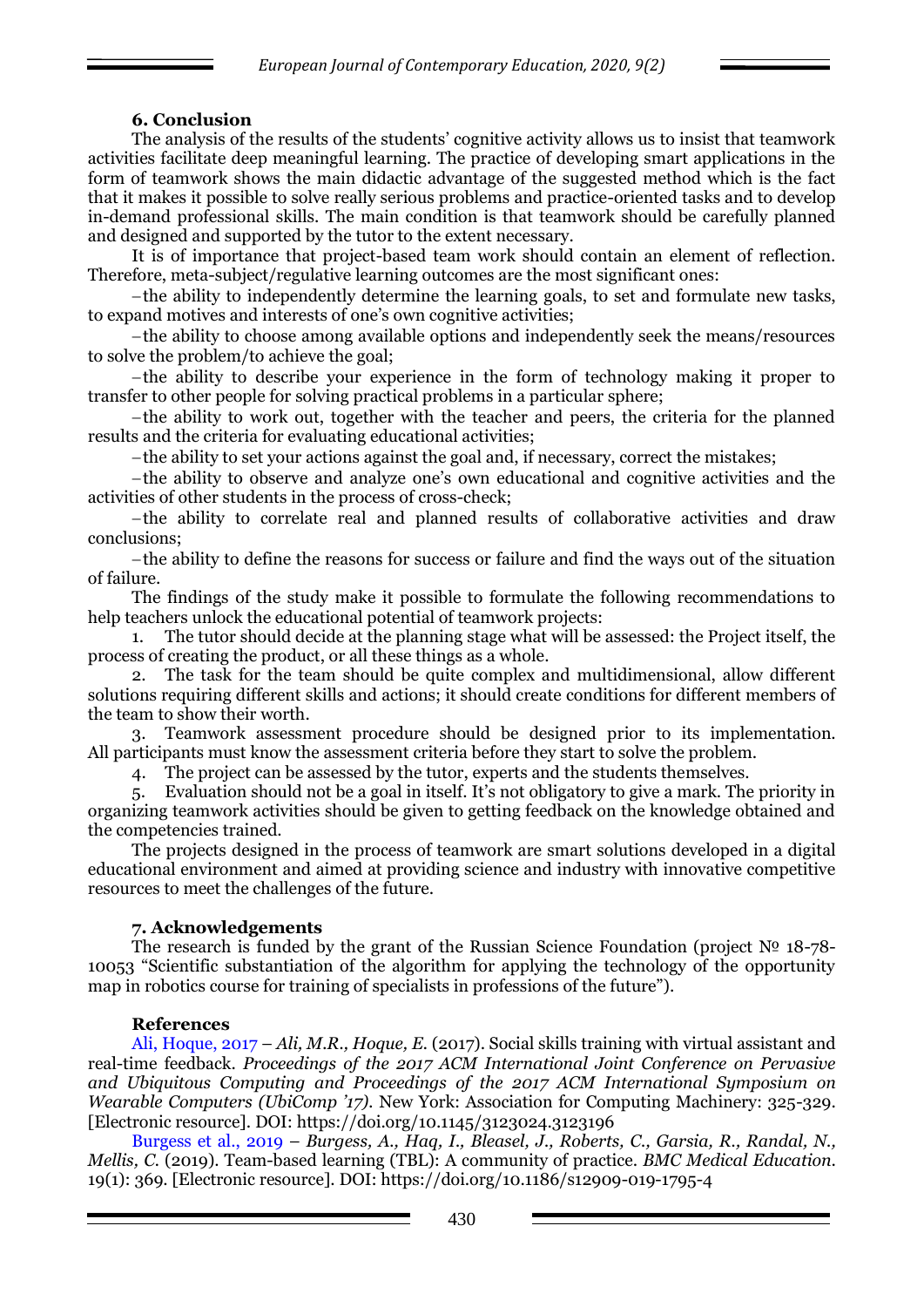## 6. Conclusion

The analysis of the results of the students' cognitive activity allows us to insist that teamwork activities facilitate deep meaningful learning. The practice of developing smart applications in the form of teamwork shows the main didactic advantage of the suggested method which is the fact that it makes it possible to solve really serious problems and practice-oriented tasks and to develop in-demand professional skills. The main condition is that teamwork should be carefully planned and designed and supported by the tutor to the extent necessary.

It is of importance that project-based team work should contain an element of reflection. Therefore, meta-subject/regulative learning outcomes are the most significant ones:

– the ability to independently determine the learning goals, to set and formulate new tasks, to expand motives and interests of one's own cognitive activities;

– the ability to choose among available options and independently seek the means/resources to solve the problem/to achieve the goal;

– the ability to describe your experience in the form of technology making it proper to transfer to other people for solving practical problems in a particular sphere;

– the ability to work out, together with the teacher and peers, the criteria for the planned results and the criteria for evaluating educational activities;

– the ability to set your actions against the goal and, if necessary, correct the mistakes;

– the ability to observe and analyze one's own educational and cognitive activities and the activities of other students in the process of cross-check;

– the ability to correlate real and planned results of collaborative activities and draw conclusions;

– the ability to define the reasons for success or failure and find the ways out of the situation of failure.

The findings of the study make it possible to formulate the following recommendations to help teachers unlock the educational potential of teamwork projects:

1. The tutor should decide at the planning stage what will be assessed: the Project itself, the process of creating the product, or all these things as a whole.
2. The task for the team should be quite complex and multidimensional, allow different solutions requiring different skills and actions; it should create conditions for different members of the team to show their worth.
3. Teamwork assessment procedure should be designed prior to its implementation. All participants must know the assessment criteria before they start to solve the problem.
4. The project can be assessed by the tutor, experts and the students themselves.
5. Evaluation should not be a goal in itself. It's not obligatory to give a mark. The priority in organizing teamwork activities should be given to getting feedback on the knowledge obtained and the competencies trained.

The projects designed in the process of teamwork are smart solutions developed in a digital educational environment and aimed at providing science and industry with innovative competitive resources to meet the challenges of the future.

## 7. Acknowledgements

The research is funded by the grant of the Russian Science Foundation (project № 18-78-10053 "Scientific substantiation of the algorithm for applying the technology of the opportunity map in robotics course for training of specialists in professions of the future").

## References

Ali, Hoque, 2017 – *Ali, M.R., Hoque, E.* (2017). Social skills training with virtual assistant and real-time feedback. *Proceedings of the 2017 ACM International Joint Conference on Pervasive and Ubiquitous Computing and Proceedings of the 2017 ACM International Symposium on Wearable Computers (UbiComp '17).* New York: Association for Computing Machinery: 325-329. [Electronic resource]. DOI: https://doi.org/10.1145/3123024.3123196

Burgess et al., 2019 – *Burgess, A., Haq, I., Bleasel, J., Roberts, C., Garsia, R., Randal, N., Mellis, C.* (2019). Team-based learning (TBL): A community of practice. *BMC Medical Education.* 19(1): 369. [Electronic resource]. DOI: https://doi.org/10.1186/s12909-019-1795-4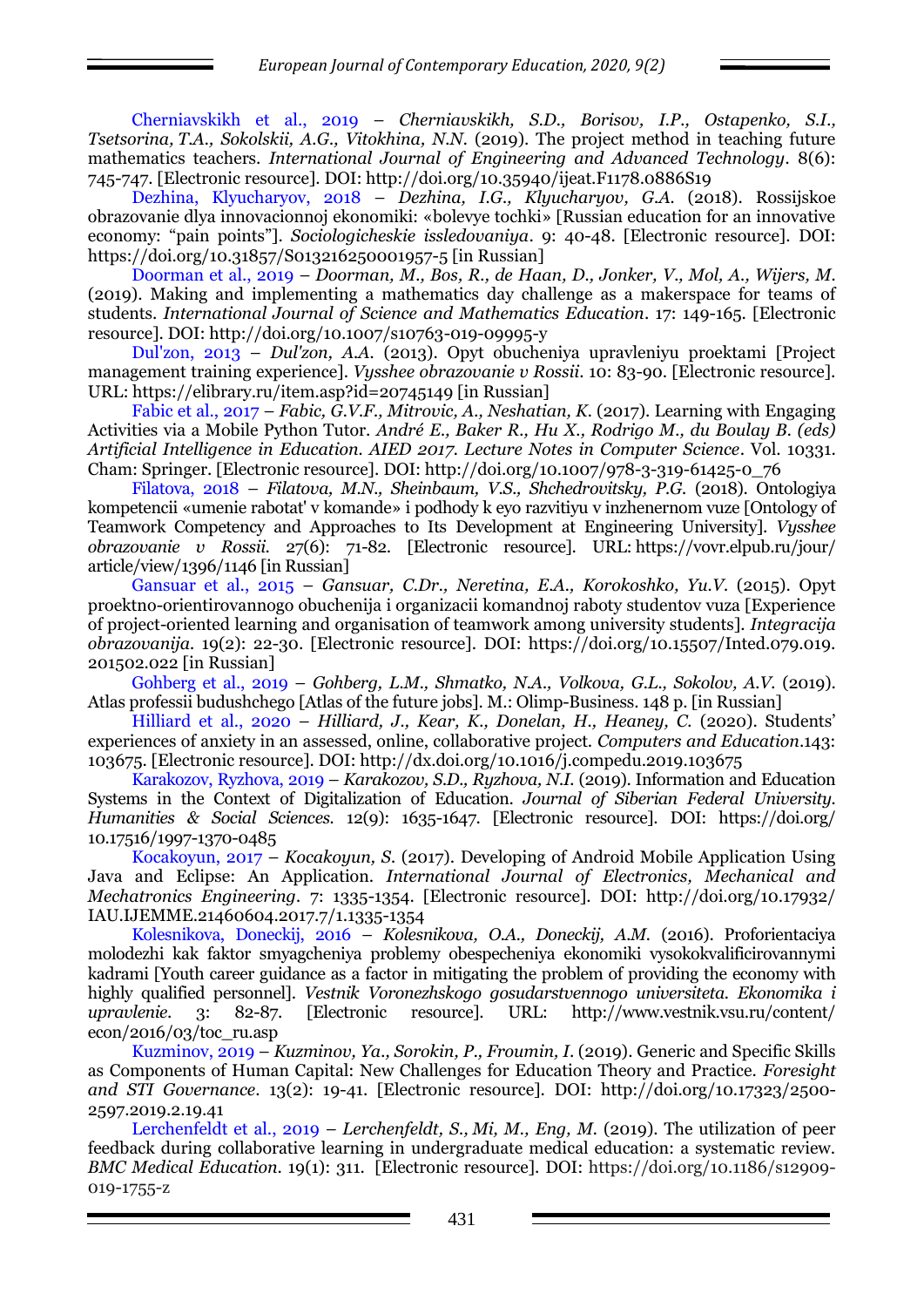Cherniavskikh et al., 2019 – *Cherniavskikh, S.D., Borisov, I.P., Ostapenko, S.I., Tsetsorina, T.A., Sokolskii, A.G., Vitokhina, N.N.* (2019). The project method in teaching future mathematics teachers. *International Journal of Engineering and Advanced Technology*. 8(6): 745-747. [Electronic resource]. DOI: http://doi.org/10.35940/ijeat.F1178.0886S19

Dezhina, Klyucharyov, 2018 – *Dezhina, I.G., Klyucharyov, G.A.* (2018). Rossijskoe obrazovanie dlya innovacionnoj ekonomiki: «bolevye tochki» [Russian education for an innovative economy: "pain points"]. *Sociologicheskie issledovaniya*. 9: 40-48. [Electronic resource]. DOI: https://doi.org/10.31857/S013216250001957-5 [in Russian]

Doorman et al., 2019 – *Doorman, M., Bos, R., de Haan, D., Jonker, V., Mol, A., Wijers, M.* (2019). Making and implementing a mathematics day challenge as a makerspace for teams of students. *International Journal of Science and Mathematics Education*. 17: 149-165. [Electronic resource]. DOI: http://doi.org/10.1007/s10763-019-09995-y

Dul'zon, 2013 – *Dul'zon, A.A.* (2013). Opyt obucheniya upravleniyu proektami [Project management training experience]. *Vysshee obrazovanie v Rossii*. 10: 83-90. [Electronic resource]. URL: https://elibrary.ru/item.asp?id=20745149 [in Russian]

Fabic et al., 2017 – *Fabic, G.V.F., Mitrovic, A., Neshatian, K.* (2017). Learning with Engaging Activities via a Mobile Python Tutor. *André E., Baker R., Hu X., Rodrigo M., du Boulay B. (eds) Artificial Intelligence in Education. AIED 2017. Lecture Notes in Computer Science*. Vol. 10331. Cham: Springer. [Electronic resource]. DOI: http://doi.org/10.1007/978-3-319-61425-0_76

Filatova, 2018 – *Filatova, M.N., Sheinbaum, V.S., Shchedrovitsky, P.G.* (2018). Ontologiya kompetencii «umenie rabotat' v komande» i podhody k eyo razvitiyu v inzhenernom vuze [Ontology of Teamwork Competency and Approaches to Its Development at Engineering University]. *Vysshee obrazovanie v Rossii*. 27(6): 71-82. [Electronic resource]. URL: https://vovr.elpub.ru/jour/article/view/1396/1146 [in Russian]

Gansuar et al., 2015 – *Gansuar, C.Dr., Neretina, E.A., Korokoshko, Yu.V.* (2015). Opyt proektno-orientirovannogo obuchenija i organizacii komandnoj raboty studentov vuza [Experience of project-oriented learning and organisation of teamwork among university students]. *Integracija obrazovanija*. 19(2): 22-30. [Electronic resource]. DOI: https://doi.org/10.15507/Inted.079.019.201502.022 [in Russian]

Gohberg et al., 2019 – *Gohberg, L.M., Shmatko, N.A., Volkova, G.L., Sokolov, A.V.* (2019). Atlas professii budushchego [Atlas of the future jobs]. M.: Olimp-Business. 148 p. [in Russian]

Hilliard et al., 2020 – *Hilliard, J., Kear, K., Donelan, H., Heaney, C.* (2020). Students' experiences of anxiety in an assessed, online, collaborative project. *Computers and Education*.143: 103675. [Electronic resource]. DOI: http://dx.doi.org/10.1016/j.compedu.2019.103675

Karakozov, Ryzhova, 2019 – *Karakozov, S.D., Ryzhova, N.I.* (2019). Information and Education Systems in the Context of Digitalization of Education. *Journal of Siberian Federal University. Humanities & Social Sciences*. 12(9): 1635-1647. [Electronic resource]. DOI: https://doi.org/10.17516/1997-1370-0485

Kocakoyun, 2017 – *Kocakoyun, S.* (2017). Developing of Android Mobile Application Using Java and Eclipse: An Application. *International Journal of Electronics, Mechanical and Mechatronics Engineering*. 7: 1335-1354. [Electronic resource]. DOI: http://doi.org/10.17932/IAU.IJEMME.21460604.2017.7/1.1335-1354

Kolesnikova, Doneckij, 2016 – *Kolesnikova, O.A., Doneckij, A.M.* (2016). Proforientaciya molodezhi kak faktor smyagcheniya problemy obespecheniya ekonomiki vysokokvalificirovannymi kadrami [Youth career guidance as a factor in mitigating the problem of providing the economy with highly qualified personnel]. *Vestnik Voronezhskogo gosudarstvennogo universiteta. Ekonomika i upravlenie*. 3: 82-87. [Electronic resource]. URL: http://www.vestnik.vsu.ru/content/econ/2016/03/toc_ru.asp

Kuzminov, 2019 – *Kuzminov, Ya., Sorokin, P., Froumin, I.* (2019). Generic and Specific Skills as Components of Human Capital: New Challenges for Education Theory and Practice. *Foresight and STI Governance*. 13(2): 19-41. [Electronic resource]. DOI: http://doi.org/10.17323/2500-2597.2019.2.19.41

Lerchenfeldt et al., 2019 – *Lerchenfeldt, S., Mi, M., Eng, M.* (2019). The utilization of peer feedback during collaborative learning in undergraduate medical education: a systematic review. *BMC Medical Education*. 19(1): 311. [Electronic resource]. DOI: https://doi.org/10.1186/s12909-019-1755-z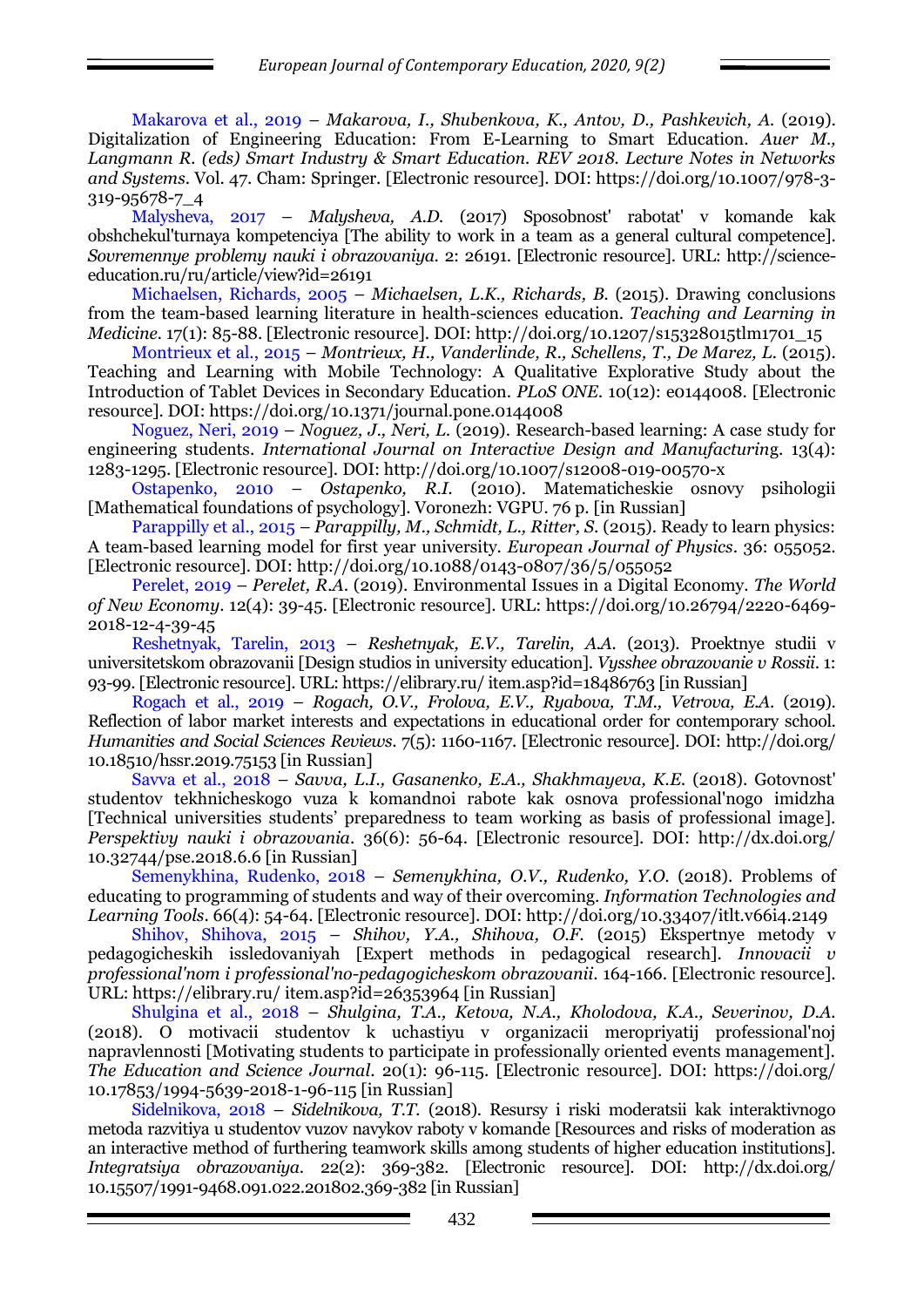Makarova et al., 2019 – *Makarova, I., Shubenkova, K., Antov, D., Pashkevich, A.* (2019). Digitalization of Engineering Education: From E-Learning to Smart Education. *Auer M., Langmann R. (eds) Smart Industry & Smart Education. REV 2018. Lecture Notes in Networks and Systems*. Vol. 47. Cham: Springer. [Electronic resource]. DOI: https://doi.org/10.1007/978-3-319-95678-7_4

Malysheva, 2017 – *Malysheva, A.D.* (2017) Sposobnost' rabotat' v komande kak obshchekul'turnaya kompetenciya [The ability to work in a team as a general cultural competence]. *Sovremennye problemy nauki i obrazovaniya*. 2: 26191. [Electronic resource]. URL: http://science-education.ru/ru/article/view?id=26191

Michaelsen, Richards, 2005 – *Michaelsen, L.K., Richards, B.* (2015). Drawing conclusions from the team-based learning literature in health-sciences education. *Teaching and Learning in Medicine*. 17(1): 85-88. [Electronic resource]. DOI: http://doi.org/10.1207/s15328015tlm1701_15

Montrieux et al., 2015 – *Montrieux, H., Vanderlinde, R., Schellens, T., De Marez, L.* (2015). Teaching and Learning with Mobile Technology: A Qualitative Explorative Study about the Introduction of Tablet Devices in Secondary Education. *PLoS ONE*. 10(12): e0144008. [Electronic resource]. DOI: https://doi.org/10.1371/journal.pone.0144008

Noguez, Neri, 2019 – *Noguez, J., Neri, L.* (2019). Research-based learning: A case study for engineering students. *International Journal on Interactive Design and Manufacturing*. 13(4): 1283-1295. [Electronic resource]. DOI: http://doi.org/10.1007/s12008-019-00570-x

Ostapenko, 2010 – *Ostapenko, R.I.* (2010). Matematicheskie osnovy psihologii [Mathematical foundations of psychology]. Voronezh: VGPU. 76 p. [in Russian]

Parappilly et al., 2015 – *Parappilly, M., Schmidt, L., Ritter, S.* (2015). Ready to learn physics: A team-based learning model for first year university. *European Journal of Physics*. 36: 055052. [Electronic resource]. DOI: http://doi.org/10.1088/0143-0807/36/5/055052

Perelet, 2019 – *Perelet, R.A.* (2019). Environmental Issues in a Digital Economy. *The World of New Economy*. 12(4): 39-45. [Electronic resource]. URL: https://doi.org/10.26794/2220-6469-2018-12-4-39-45

Reshetnyak, Tarelin, 2013 – *Reshetnyak, E.V., Tarelin, A.A.* (2013). Proektnye studii v universitetskom obrazovanii [Design studios in university education]. *Vysshee obrazovanie v Rossii*. 1: 93-99. [Electronic resource]. URL: https://elibrary.ru/ item.asp?id=18486763 [in Russian]

Rogach et al., 2019 – *Rogach, O.V., Frolova, E.V., Ryabova, T.M., Vetrova, E.A.* (2019). Reflection of labor market interests and expectations in educational order for contemporary school. *Humanities and Social Sciences Reviews*. 7(5): 1160-1167. [Electronic resource]. DOI: http://doi.org/ 10.18510/hssr.2019.75153 [in Russian]

Savva et al., 2018 – *Savva, L.I., Gasanenko, E.A., Shakhmayeva, K.E.* (2018). Gotovnost' studentov tekhnicheskogo vuza k komandnoi rabote kak osnova professional'nogo imidzha [Technical universities students' preparedness to team working as basis of professional image]. *Perspektivy nauki i obrazovania*. 36(6): 56-64. [Electronic resource]. DOI: http://dx.doi.org/ 10.32744/pse.2018.6.6 [in Russian]

Semenykhina, Rudenko, 2018 – *Semenykhina, O.V., Rudenko, Y.O.* (2018). Problems of educating to programming of students and way of their overcoming. *Information Technologies and Learning Tools*. 66(4): 54-64. [Electronic resource]. DOI: http://doi.org/10.33407/itlt.v66i4.2149

Shihov, Shihova, 2015 – *Shihov, Y.A., Shihova, O.F.* (2015) Ekspertnye metody v pedagogicheskih issledovaniyah [Expert methods in pedagogical research]. *Innovacii v professional'nom i professional'no-pedagogicheskom obrazovanii*. 164-166. [Electronic resource]. URL: https://elibrary.ru/ item.asp?id=26353964 [in Russian]

Shulgina et al., 2018 – *Shulgina, T.A., Ketova, N.A., Kholodova, K.A., Severinov, D.A.* (2018). O motivacii studentov k uchastiyu v organizacii meropriyatij professional'noj napravlennosti [Motivating students to participate in professionally oriented events management]. *The Education and Science Journal*. 20(1): 96-115. [Electronic resource]. DOI: https://doi.org/ 10.17853/1994-5639-2018-1-96-115 [in Russian]

Sidelnikova, 2018 – *Sidelnikova, T.T.* (2018). Resursy i riski moderatsii kak interaktivnogo metoda razvitiya u studentov vuzov navykov raboty v komande [Resources and risks of moderation as an interactive method of furthering teamwork skills among students of higher education institutions]. *Integratsiya obrazovaniya*. 22(2): 369-382. [Electronic resource]. DOI: http://dx.doi.org/ 10.15507/1991-9468.091.022.201802.369-382 [in Russian]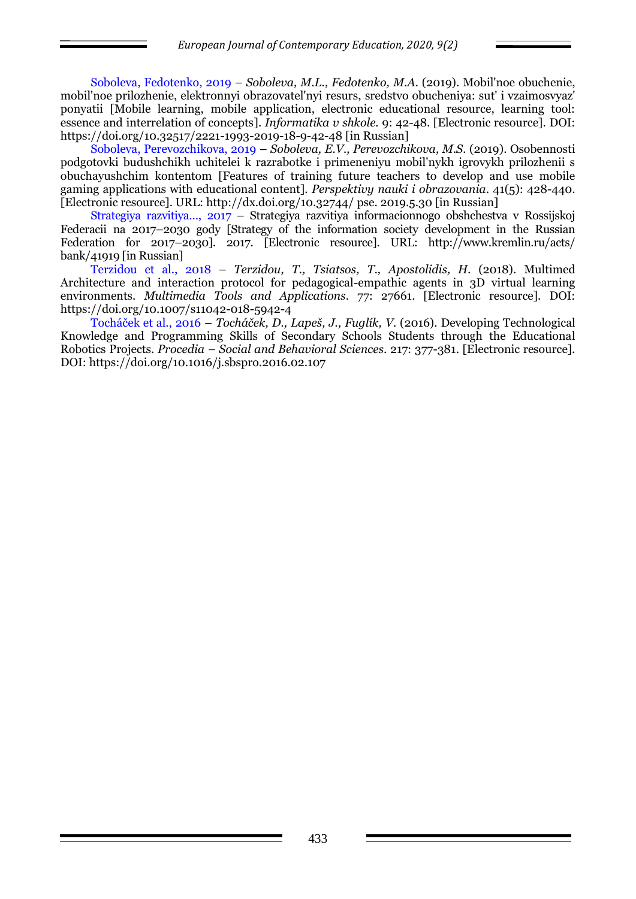Soboleva, Fedotenko, 2019 – *Soboleva, M.L., Fedotenko, M.A.* (2019). Mobil'noe obuchenie, mobil'noe prilozhenie, elektronnyi obrazovatel'nyi resurs, sredstvo obucheniya: sut' i vzaimosvyaz' ponyatii [Mobile learning, mobile application, electronic educational resource, learning tool: essence and interrelation of concepts]. *Informatika v shkole*. 9: 42-48. [Electronic resource]. DOI: https://doi.org/10.32517/2221-1993-2019-18-9-42-48 [in Russian]

Soboleva, Perevozchikova, 2019 – *Soboleva, E.V., Perevozchikova, M.S.* (2019). Osobennosti podgotovki budushchikh uchitelei k razrabotke i primeneniyu mobil'nykh igrovykh prilozhenii s obuchayushchim kontentom [Features of training future teachers to develop and use mobile gaming applications with educational content]. *Perspektivy nauki i obrazovania*. 41(5): 428-440. [Electronic resource]. URL: http://dx.doi.org/10.32744/ pse. 2019.5.30 [in Russian]

Strategiya razvitiya..., 2017 – Strategiya razvitiya informacionnogo obshchestva v Rossijskoj Federacii na 2017–2030 gody [Strategy of the information society development in the Russian Federation for 2017–2030]. 2017. [Electronic resource]. URL: http://www.kremlin.ru/acts/ bank/41919 [in Russian]

Terzidou et al., 2018 – *Terzidou, T., Tsiatsos, T., Apostolidis, H.* (2018). Multimed Architecture and interaction protocol for pedagogical-empathic agents in 3D virtual learning environments. *Multimedia Tools and Applications*. 77: 27661. [Electronic resource]. DOI: https://doi.org/10.1007/s11042-018-5942-4

Tocháček et al., 2016 – *Tocháček, D., Lapeš, J., Fuglík, V.* (2016). Developing Technological Knowledge and Programming Skills of Secondary Schools Students through the Educational Robotics Projects. *Procedia – Social and Behavioral Sciences*. 217: 377-381. [Electronic resource]. DOI: https://doi.org/10.1016/j.sbspro.2016.02.107